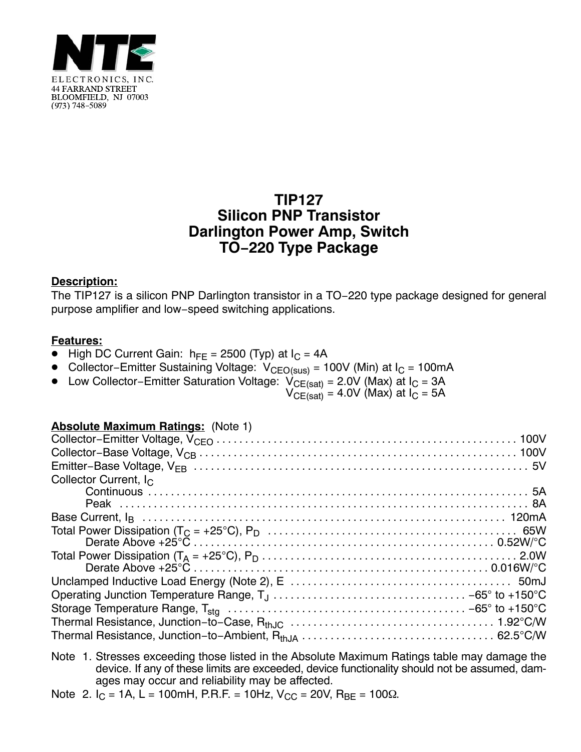NTE ELECTRONICS, INC.
44 FARRAND STREET
BLOOMFIELD, NJ 07003
(973) 748−5089

# TIP127
# Silicon PNP Transistor
# Darlington Power Amp, Switch
# TO−220 Type Package

**Description:**

The TIP127 is a silicon PNP Darlington transistor in a TO−220 type package designed for general purpose amplifier and low−speed switching applications.

**Features:**

- High DC Current Gain: $h_{FE}$ = 2500 (Typ) at $I_C$ = 4A
- Collector−Emitter Sustaining Voltage: $V_{CEO(sus)}$ = 100V (Min) at $I_C$ = 100mA
- Low Collector−Emitter Saturation Voltage: $V_{CE(sat)}$ = 2.0V (Max) at $I_C$ = 3A
  $V_{CE(sat)}$ = 4.0V (Max) at $I_C$ = 5A

**Absolute Maximum Ratings:** (Note 1)

| Parameter | Value |
|---|---|
| Collector−Emitter Voltage, $V_{CEO}$ | 100V |
| Collector−Base Voltage, $V_{CB}$ | 100V |
| Emitter−Base Voltage, $V_{EB}$ | 5V |
| Collector Current, $I_C$ | |
| Continuous | 5A |
| Peak | 8A |
| Base Current, $I_B$ | 120mA |
| Total Power Dissipation ($T_C$ = +25°C), $P_D$ | 65W |
| Derate Above +25°C | 0.52W/°C |
| Total Power Dissipation ($T_A$ = +25°C), $P_D$ | 2.0W |
| Derate Above +25°C | 0.016W/°C |
| Unclamped Inductive Load Energy (Note 2), E | 50mJ |
| Operating Junction Temperature Range, $T_J$ | −65° to +150°C |
| Storage Temperature Range, $T_{stg}$ | −65° to +150°C |
| Thermal Resistance, Junction−to−Case, $R_{thJC}$ | 1.92°C/W |
| Thermal Resistance, Junction−to−Ambient, $R_{thJA}$ | 62.5°C/W |

Note 1. Stresses exceeding those listed in the Absolute Maximum Ratings table may damage the device. If any of these limits are exceeded, device functionality should not be assumed, damages may occur and reliability may be affected.

Note 2. $I_C$ = 1A, L = 100mH, P.R.F. = 10Hz, $V_{CC}$ = 20V, $R_{BE}$ = 100Ω.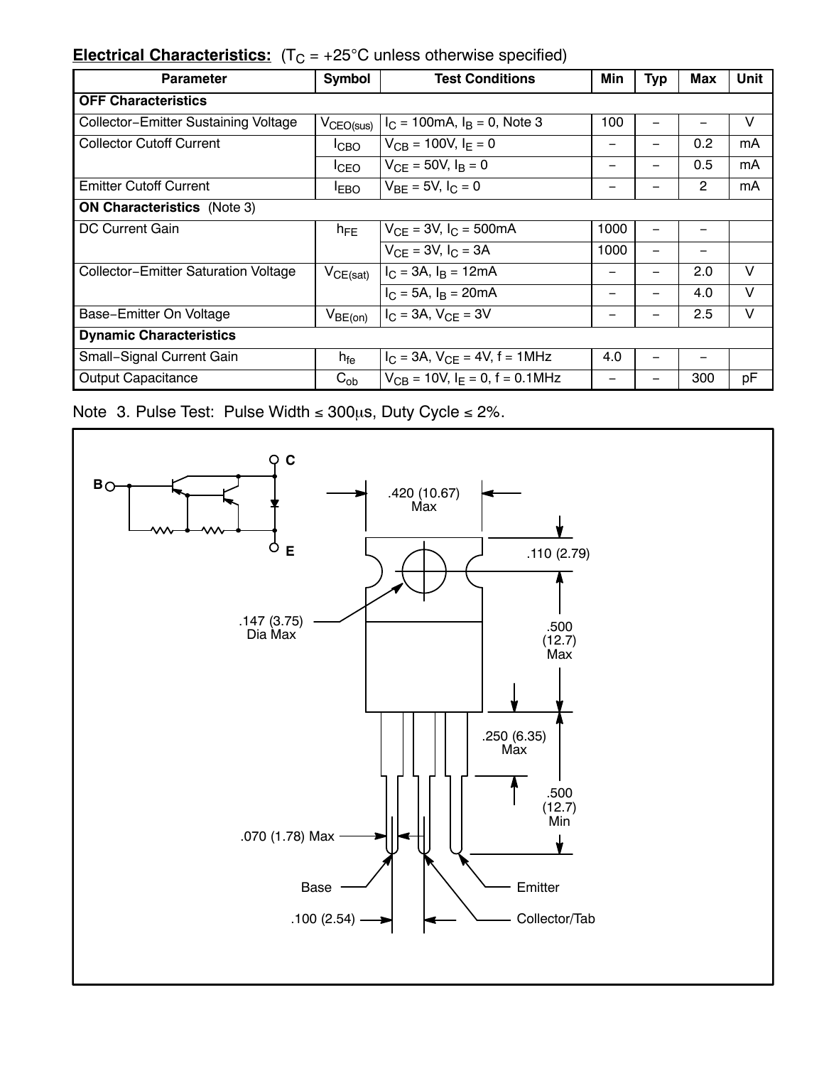**Electrical Characteristics:** ($T_C$ = +25°C unless otherwise specified)

| Parameter | Symbol | Test Conditions | Min | Typ | Max | Unit |
|---|---|---|---|---|---|---|
| **OFF Characteristics** | | | | | | |
| Collector−Emitter Sustaining Voltage | $V_{CEO(sus)}$ | $I_C$ = 100mA, $I_B$ = 0, Note 3 | 100 | – | – | V |
| Collector Cutoff Current | $I_{CBO}$ | $V_{CB}$ = 100V, $I_E$ = 0 | – | – | 0.2 | mA |
| | $I_{CEO}$ | $V_{CE}$ = 50V, $I_B$ = 0 | – | – | 0.5 | mA |
| Emitter Cutoff Current | $I_{EBO}$ | $V_{BE}$ = 5V, $I_C$ = 0 | – | – | 2 | mA |
| **ON Characteristics** (Note 3) | | | | | | |
| DC Current Gain | $h_{FE}$ | $V_{CE}$ = 3V, $I_C$ = 500mA | 1000 | – | – | |
| | | $V_{CE}$ = 3V, $I_C$ = 3A | 1000 | – | – | |
| Collector−Emitter Saturation Voltage | $V_{CE(sat)}$ | $I_C$ = 3A, $I_B$ = 12mA | – | – | 2.0 | V |
| | | $I_C$ = 5A, $I_B$ = 20mA | – | – | 4.0 | V |
| Base−Emitter On Voltage | $V_{BE(on)}$ | $I_C$ = 3A, $V_{CE}$ = 3V | – | – | 2.5 | V |
| **Dynamic Characteristics** | | | | | | |
| Small−Signal Current Gain | $h_{fe}$ | $I_C$ = 3A, $V_{CE}$ = 4V, f = 1MHz | 4.0 | – | – | |
| Output Capacitance | $C_{ob}$ | $V_{CB}$ = 10V, $I_E$ = 0, f = 0.1MHz | – | – | 300 | pF |

Note 3. Pulse Test: Pulse Width ≤ 300μs, Duty Cycle ≤ 2%.

B

C

E

.420 (10.67) Max

.110 (2.79)

.147 (3.75) Dia Max

.500 (12.7) Max

.250 (6.35) Max

.500 (12.7) Min

.070 (1.78) Max

Base

Emitter

.100 (2.54)

Collector/Tab